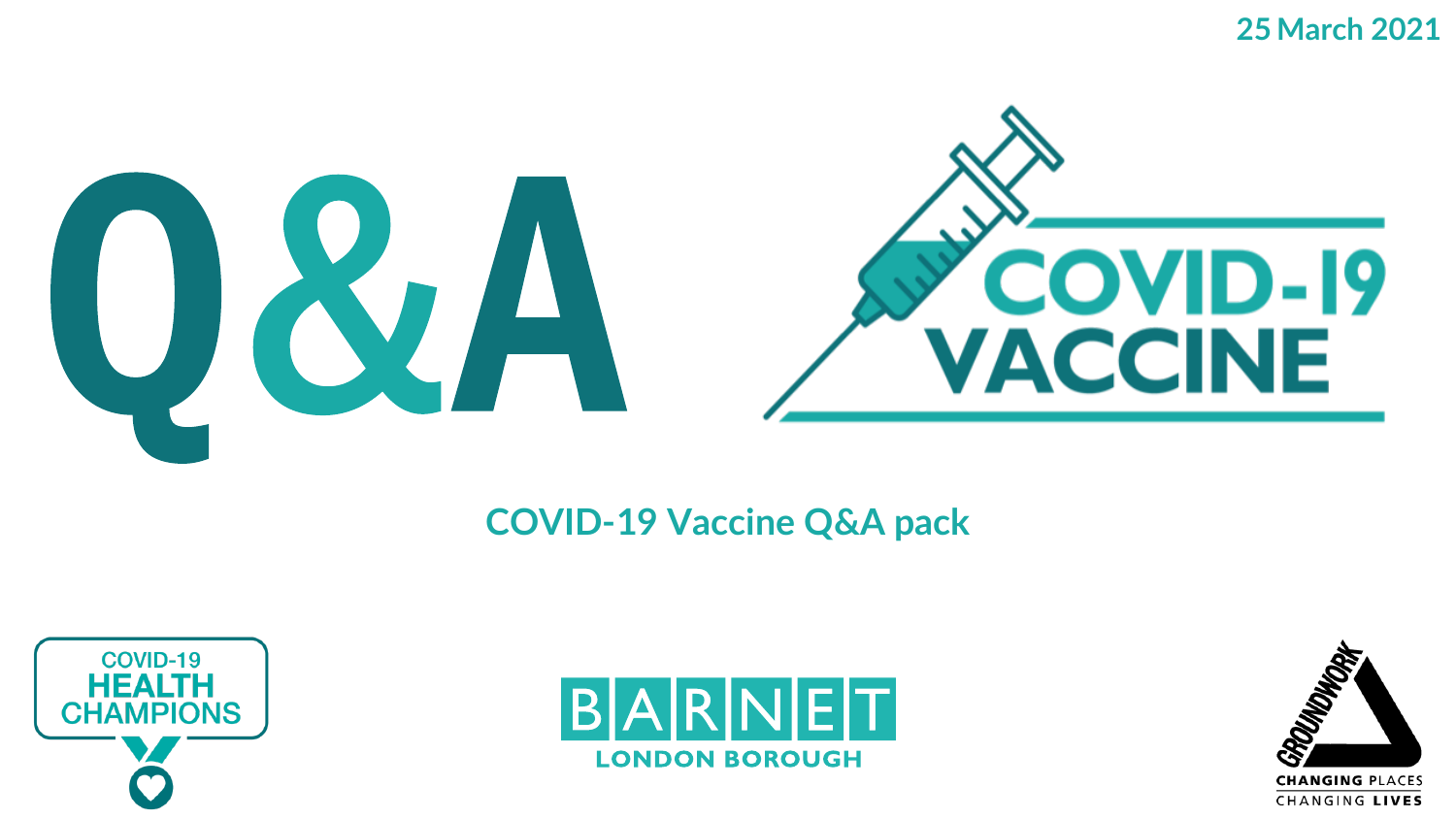25 March 2021

# Q&A

# COVID-19 VACCINE

## COVID-19 Vaccine Q&A pack

COVID-19 HEALTH CHAMPIONS

BARNET LONDON BOROUGH

GROUNDWORK CHANGING PLACES CHANGING LIVES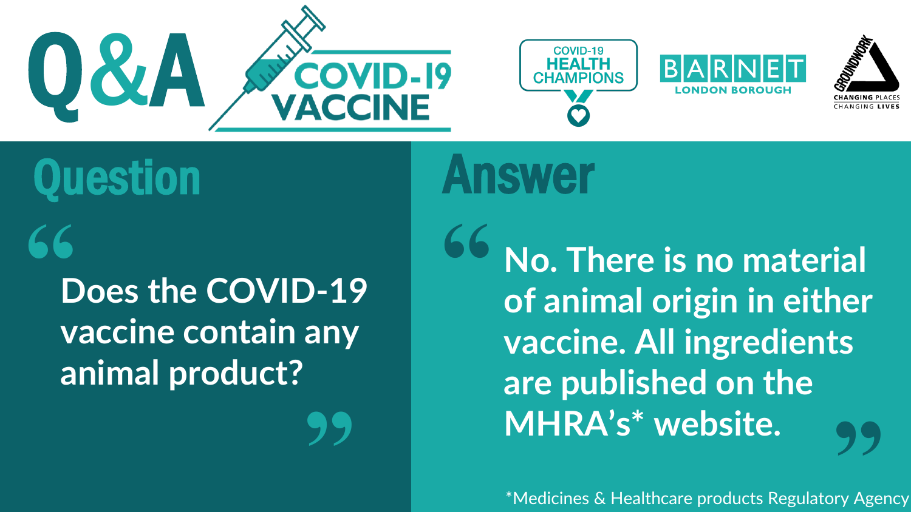# Q&A COVID-19 VACCINE

COVID-19 HEALTH CHAMPIONS

BARNET LONDON BOROUGH

GROUNDWORK CHANGING PLACES CHANGING LIVES

## Question

"Does the COVID-19 vaccine contain any animal product?"

## Answer

"No. There is no material of animal origin in either vaccine. All ingredients are published on the MHRA's* website."

*Medicines & Healthcare products Regulatory Agency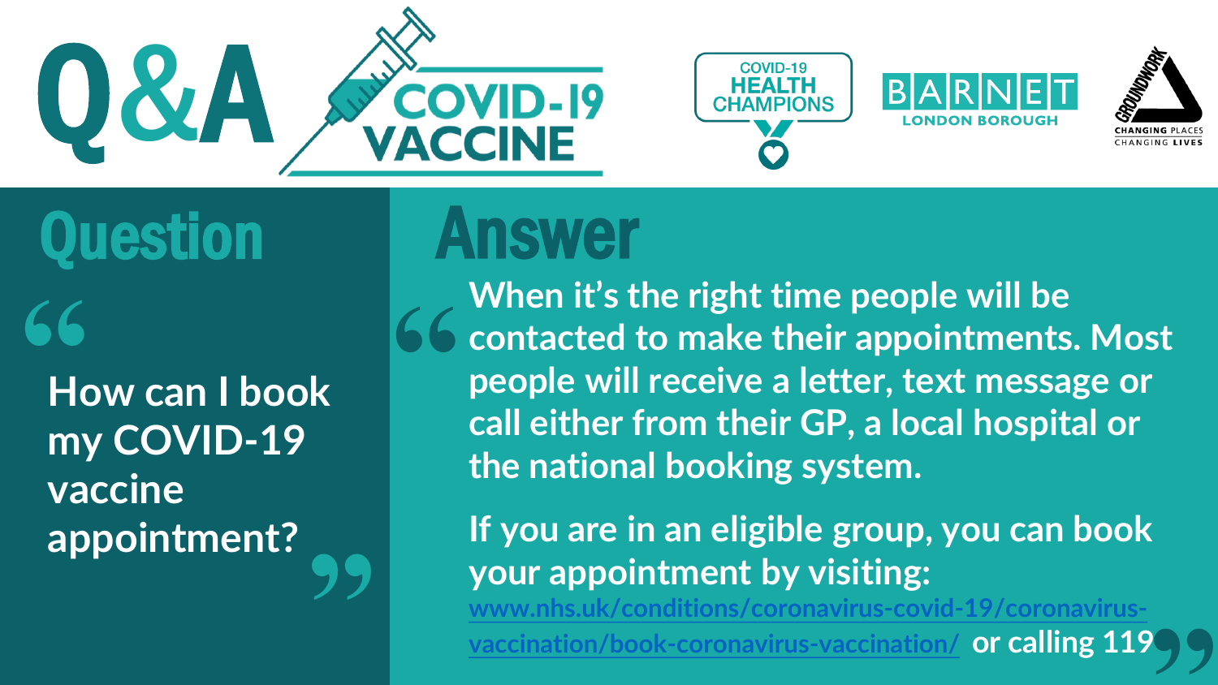# Q&A COVID-19 VACCINE

COVID-19 HEALTH CHAMPIONS

BARNET LONDON BOROUGH

GROUNDWORK CHANGING PLACES CHANGING LIVES

## Question

**"How can I book my COVID-19 vaccine appointment?"**

## Answer

**"When it's the right time people will be contacted to make their appointments. Most people will receive a letter, text message or call either from their GP, a local hospital or the national booking system.**

**If you are in an eligible group, you can book your appointment by visiting: www.nhs.uk/conditions/coronavirus-covid-19/coronavirus-vaccination/book-coronavirus-vaccination/ or calling 119"**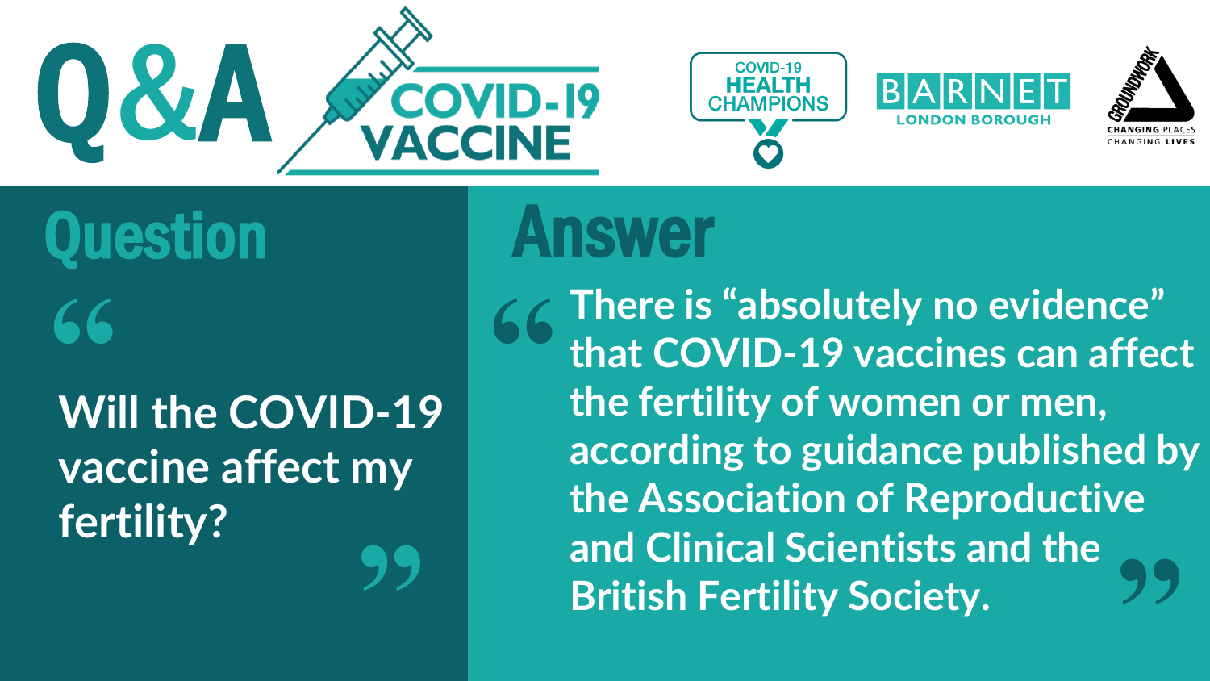# Q&A COVID-19 VACCINE

COVID-19 HEALTH CHAMPIONS

BARNET LONDON BOROUGH

GROUNDWORK — CHANGING PLACES CHANGING LIVES

## Question

"Will the COVID-19 vaccine affect my fertility?"

## Answer

"There is "absolutely no evidence" that COVID-19 vaccines can affect the fertility of women or men, according to guidance published by the Association of Reproductive and Clinical Scientists and the British Fertility Society."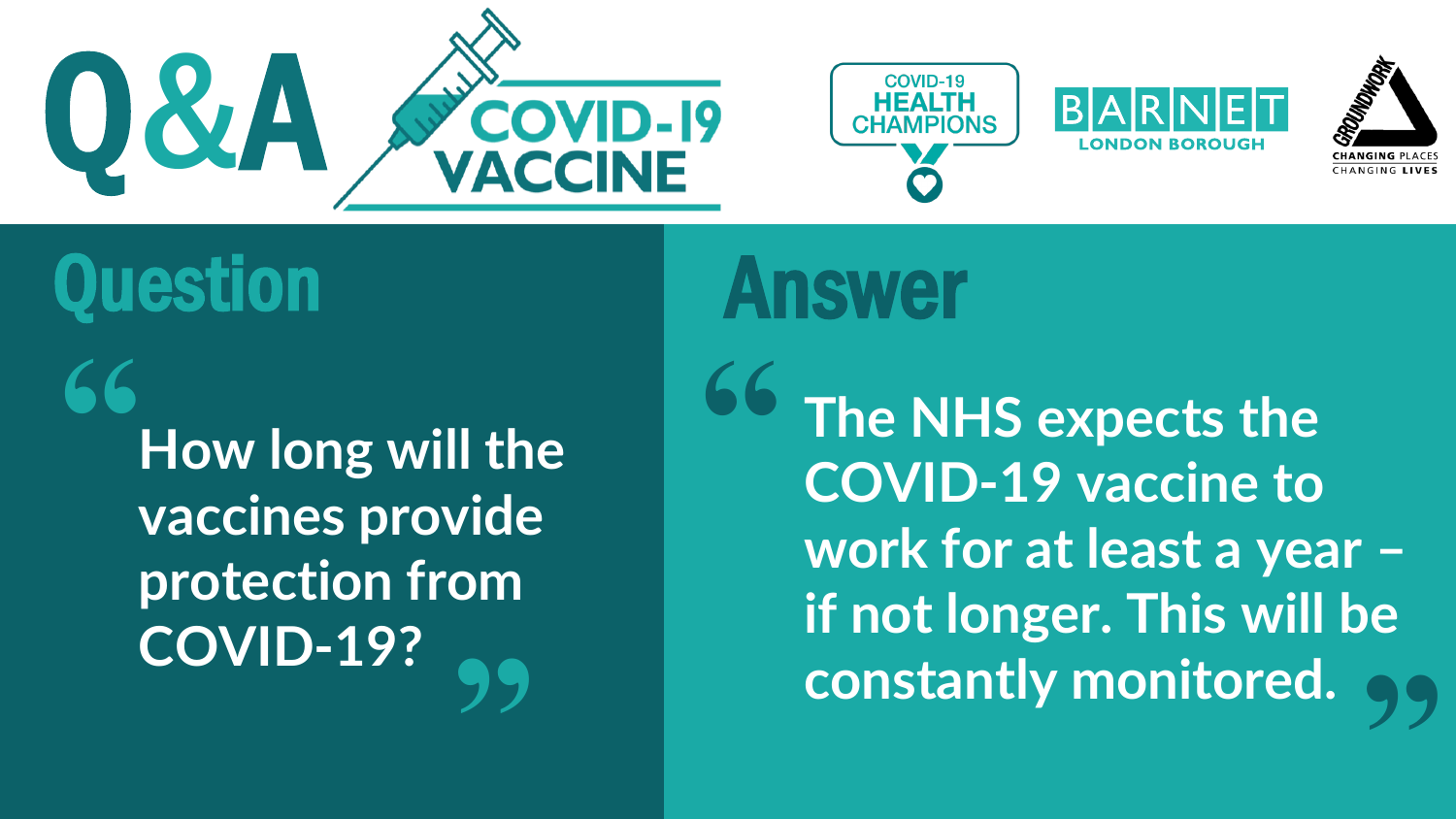# Q&A COVID-19 VACCINE

COVID-19 HEALTH CHAMPIONS

BARNET LONDON BOROUGH

GROUNDWORK CHANGING PLACES CHANGING LIVES

## Question

"How long will the vaccines provide protection from COVID-19?"

## Answer

"The NHS expects the COVID-19 vaccine to work for at least a year – if not longer. This will be constantly monitored."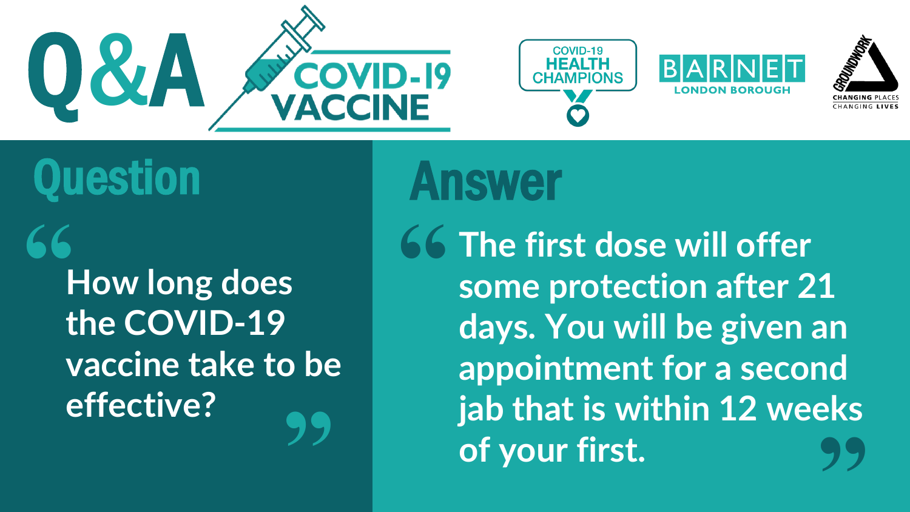# Q&A COVID-19 VACCINE

COVID-19 HEALTH CHAMPIONS

BARNET LONDON BOROUGH

GROUNDWORK CHANGING PLACES CHANGING LIVES

## Question

"How long does the COVID-19 vaccine take to be effective?"

## Answer

"The first dose will offer some protection after 21 days. You will be given an appointment for a second jab that is within 12 weeks of your first."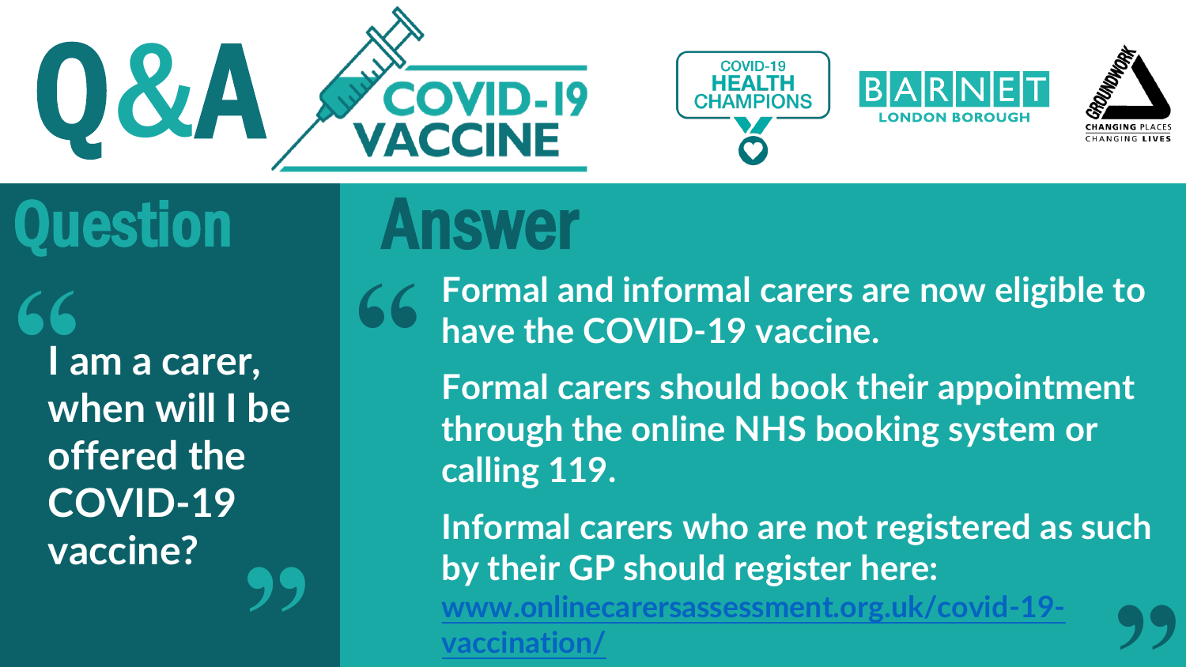# Q&A COVID-19 VACCINE

COVID-19 HEALTH CHAMPIONS

BARNET LONDON BOROUGH

GROUNDWORK CHANGING PLACES CHANGING LIVES

## Question

"I am a carer, when will I be offered the COVID-19 vaccine?"

## Answer

"Formal and informal carers are now eligible to have the COVID-19 vaccine.

Formal carers should book their appointment through the online NHS booking system or calling 119.

Informal carers who are not registered as such by their GP should register here: www.onlinecarersassessment.org.uk/covid-19-vaccination/"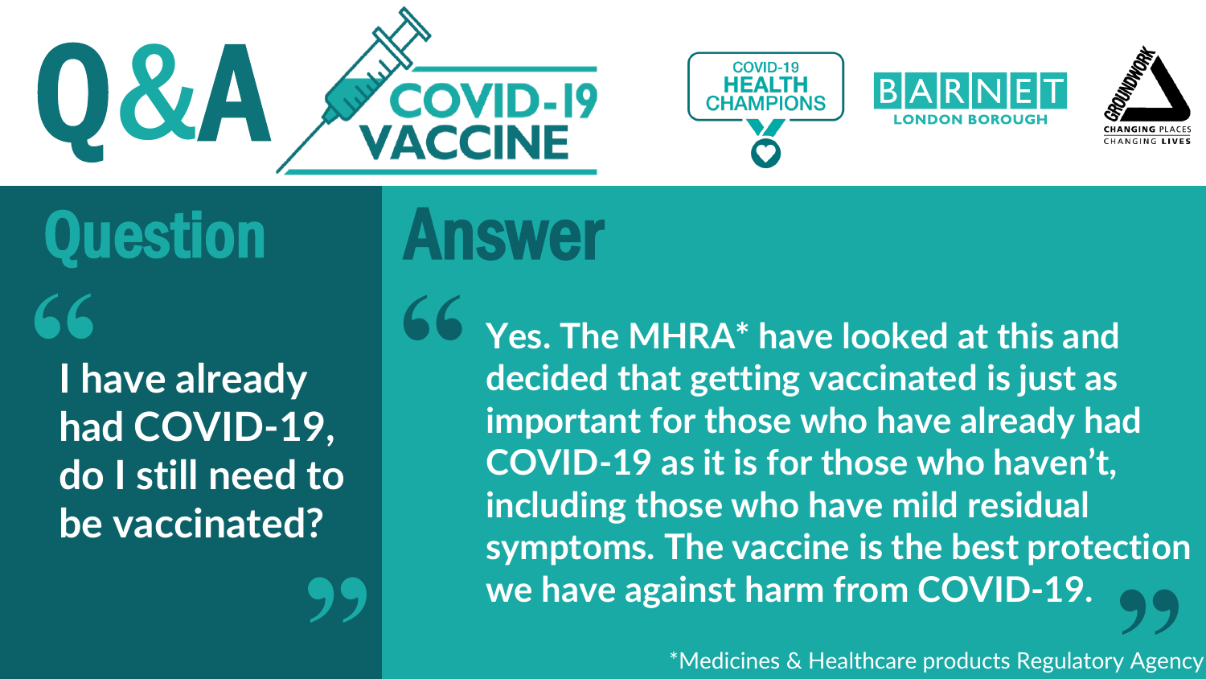# Q&A COVID-19 VACCINE

COVID-19 HEALTH CHAMPIONS

BARNET LONDON BOROUGH

GROUNDWORK CHANGING PLACES CHANGING LIVES

## Question

"I have already had COVID-19, do I still need to be vaccinated?"

## Answer

"Yes. The MHRA* have looked at this and decided that getting vaccinated is just as important for those who have already had COVID-19 as it is for those who haven't, including those who have mild residual symptoms. The vaccine is the best protection we have against harm from COVID-19."

*Medicines & Healthcare products Regulatory Agency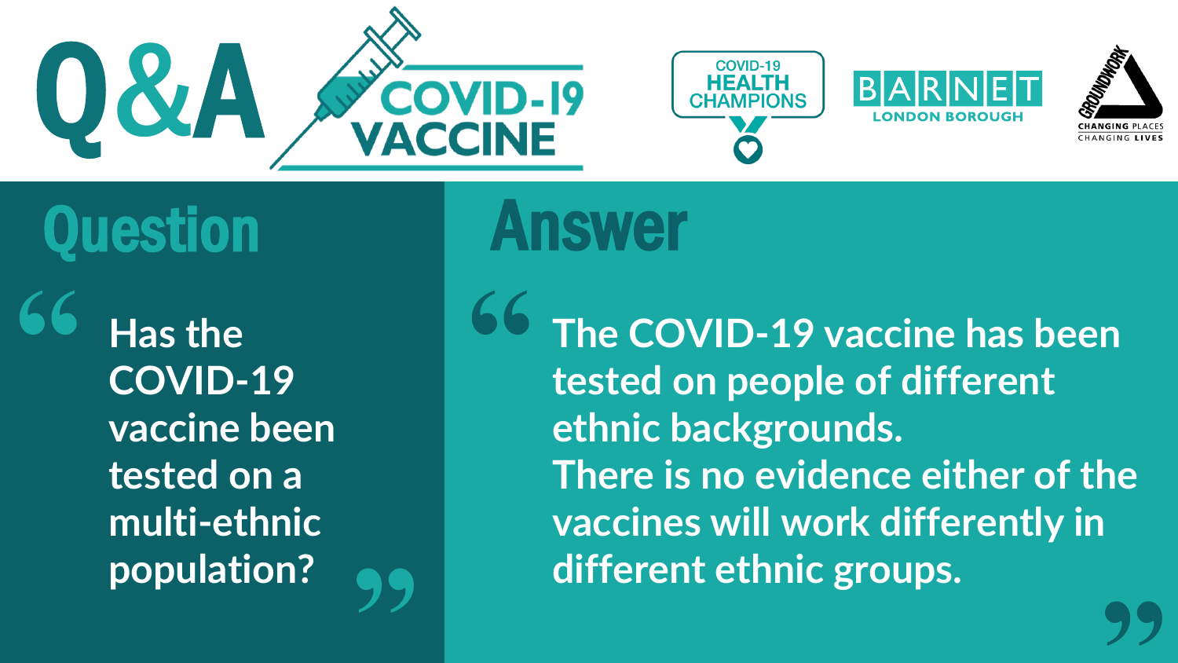# Q&A COVID-19 VACCINE

COVID-19 HEALTH CHAMPIONS

BARNET LONDON BOROUGH

GROUNDWORK CHANGING PLACES CHANGING LIVES

## Question

"Has the COVID-19 vaccine been tested on a multi-ethnic population?"

## Answer

"The COVID-19 vaccine has been tested on people of different ethnic backgrounds.
There is no evidence either of the vaccines will work differently in different ethnic groups."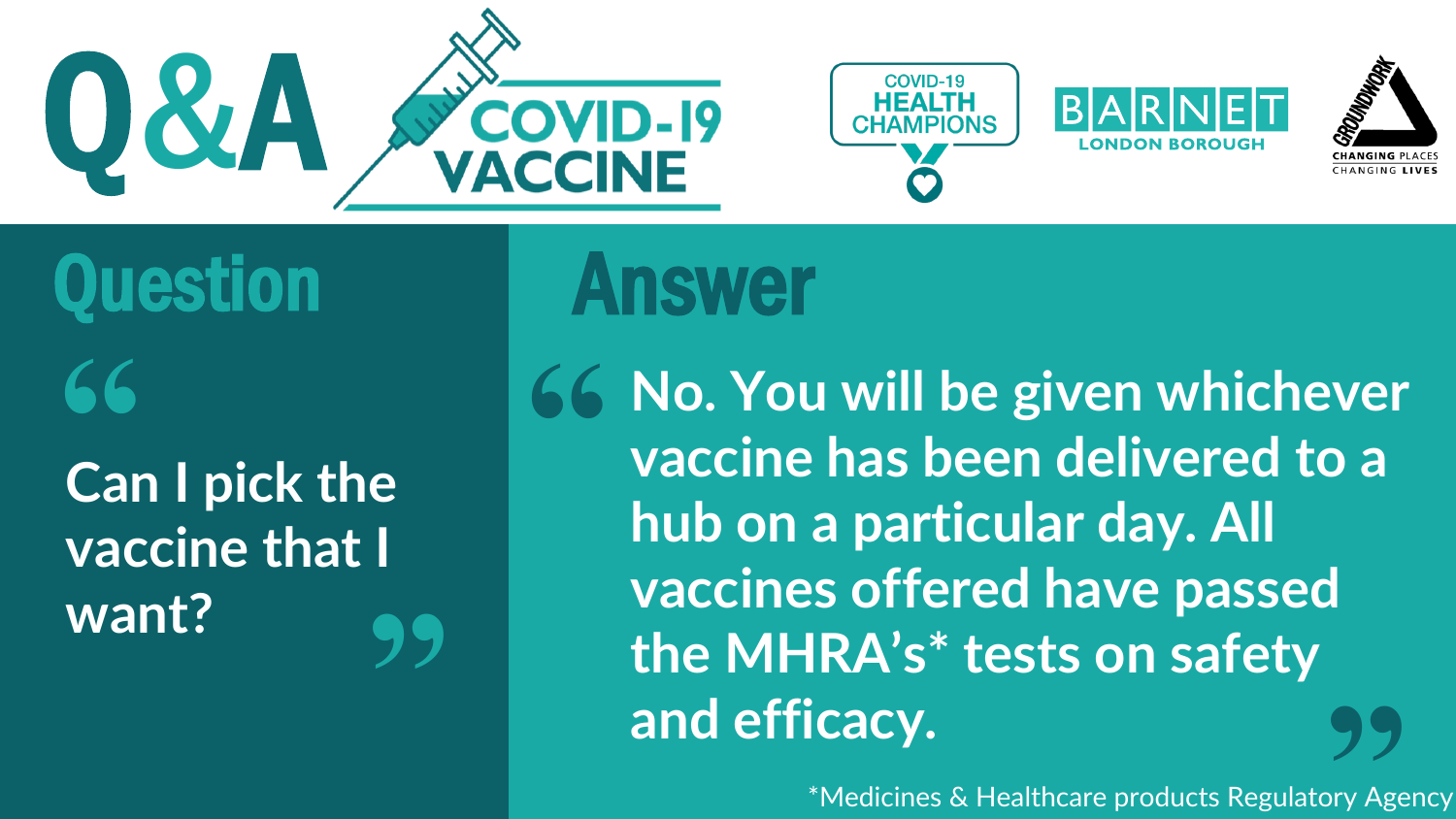# Q&A COVID-19 VACCINE

COVID-19 HEALTH CHAMPIONS

BARNET LONDON BOROUGH

GROUNDWORK CHANGING PLACES CHANGING LIVES

## Question

"Can I pick the vaccine that I want?"

## Answer

"No. You will be given whichever vaccine has been delivered to a hub on a particular day. All vaccines offered have passed the MHRA's* tests on safety and efficacy."

*Medicines & Healthcare products Regulatory Agency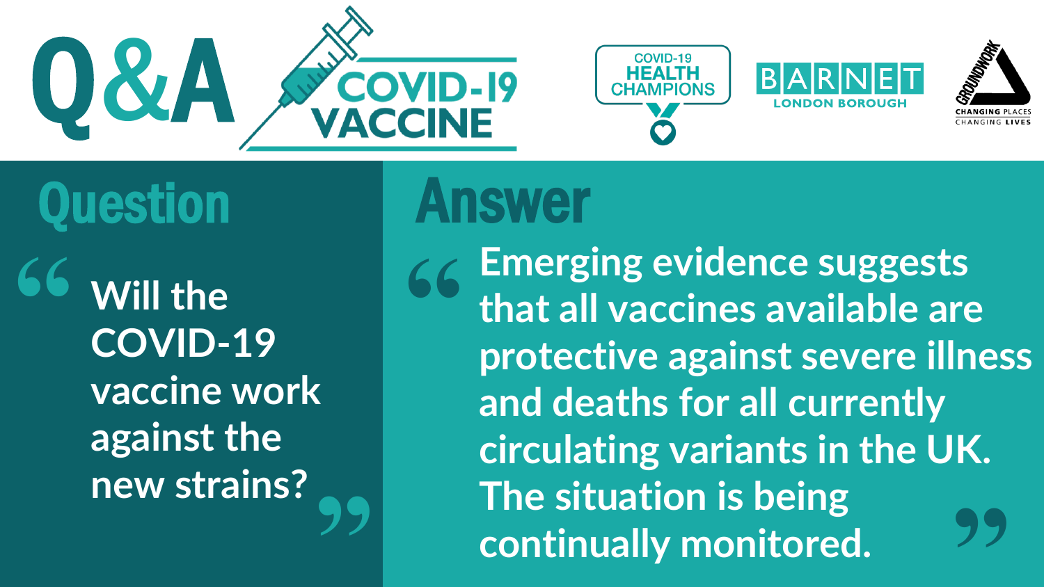# Q&A COVID-19 VACCINE

COVID-19 HEALTH CHAMPIONS

BARNET LONDON BOROUGH

GROUNDWORK CHANGING PLACES CHANGING LIVES

## Question

"Will the COVID-19 vaccine work against the new strains?"

## Answer

"Emerging evidence suggests that all vaccines available are protective against severe illness and deaths for all currently circulating variants in the UK. The situation is being continually monitored."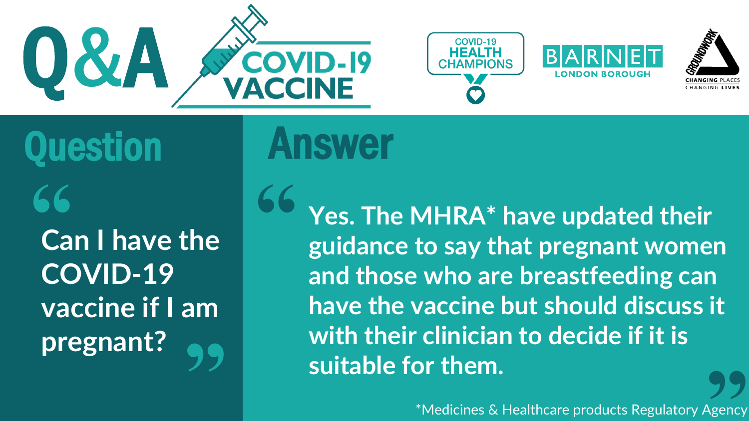# Q&A COVID-19 VACCINE

COVID-19 HEALTH CHAMPIONS

BARNET LONDON BOROUGH

GROUNDWORK CHANGING PLACES CHANGING LIVES

## Question

"Can I have the COVID-19 vaccine if I am pregnant?"

## Answer

"Yes. The MHRA* have updated their guidance to say that pregnant women and those who are breastfeeding can have the vaccine but should discuss it with their clinician to decide if it is suitable for them."

*Medicines & Healthcare products Regulatory Agency